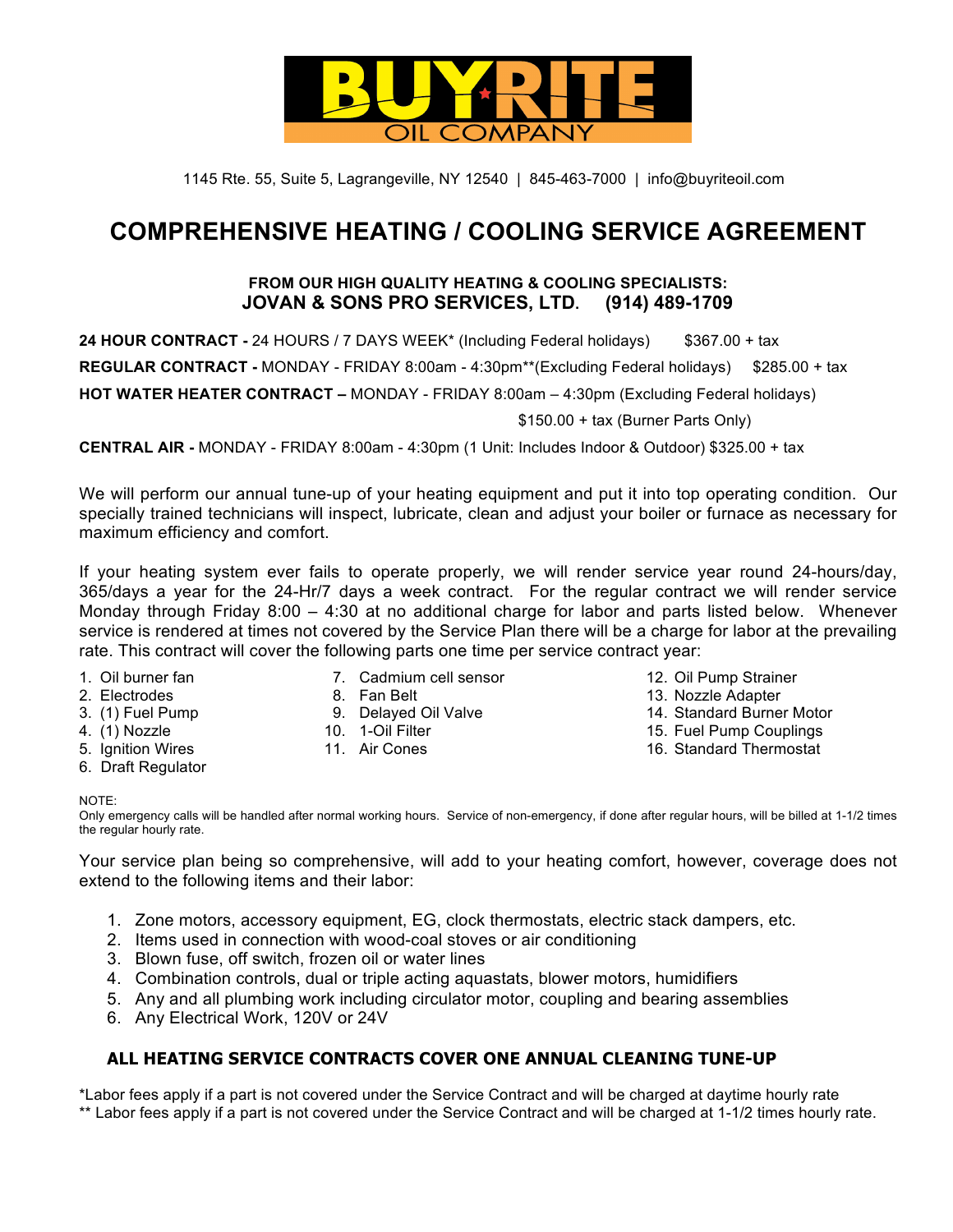# BUYRITE OIL COMPANY

1145 Rte. 55, Suite 5, Lagrangeville, NY 12540 | 845-463-7000 | info@buyriteoil.com

# COMPREHENSIVE HEATING / COOLING SERVICE AGREEMENT

**FROM OUR HIGH QUALITY HEATING & COOLING SPECIALISTS:**
**JOVAN & SONS PRO SERVICES, LTD. (914) 489-1709**

**24 HOUR CONTRACT -** 24 HOURS / 7 DAYS WEEK* (Including Federal holidays) $367.00 + tax

**REGULAR CONTRACT -** MONDAY - FRIDAY 8:00am - 4:30pm**(Excluding Federal holidays) $285.00 + tax

**HOT WATER HEATER CONTRACT –** MONDAY - FRIDAY 8:00am – 4:30pm (Excluding Federal holidays) $150.00 + tax (Burner Parts Only)

**CENTRAL AIR -** MONDAY - FRIDAY 8:00am - 4:30pm (1 Unit: Includes Indoor & Outdoor) $325.00 + tax

We will perform our annual tune-up of your heating equipment and put it into top operating condition. Our specially trained technicians will inspect, lubricate, clean and adjust your boiler or furnace as necessary for maximum efficiency and comfort.

If your heating system ever fails to operate properly, we will render service year round 24-hours/day, 365/days a year for the 24-Hr/7 days a week contract. For the regular contract we will render service Monday through Friday 8:00 – 4:30 at no additional charge for labor and parts listed below. Whenever service is rendered at times not covered by the Service Plan there will be a charge for labor at the prevailing rate. This contract will cover the following parts one time per service contract year:

1. Oil burner fan
2. Electrodes
3. (1) Fuel Pump
4. (1) Nozzle
5. Ignition Wires
6. Draft Regulator
7. Cadmium cell sensor
8. Fan Belt
9. Delayed Oil Valve
10. 1-Oil Filter
11. Air Cones
12. Oil Pump Strainer
13. Nozzle Adapter
14. Standard Burner Motor
15. Fuel Pump Couplings
16. Standard Thermostat

NOTE:
Only emergency calls will be handled after normal working hours. Service of non-emergency, if done after regular hours, will be billed at 1-1/2 times the regular hourly rate.

Your service plan being so comprehensive, will add to your heating comfort, however, coverage does not extend to the following items and their labor:

1. Zone motors, accessory equipment, EG, clock thermostats, electric stack dampers, etc.
2. Items used in connection with wood-coal stoves or air conditioning
3. Blown fuse, off switch, frozen oil or water lines
4. Combination controls, dual or triple acting aquastats, blower motors, humidifiers
5. Any and all plumbing work including circulator motor, coupling and bearing assemblies
6. Any Electrical Work, 120V or 24V

**ALL HEATING SERVICE CONTRACTS COVER ONE ANNUAL CLEANING TUNE-UP**

*Labor fees apply if a part is not covered under the Service Contract and will be charged at daytime hourly rate
** Labor fees apply if a part is not covered under the Service Contract and will be charged at 1-1/2 times hourly rate.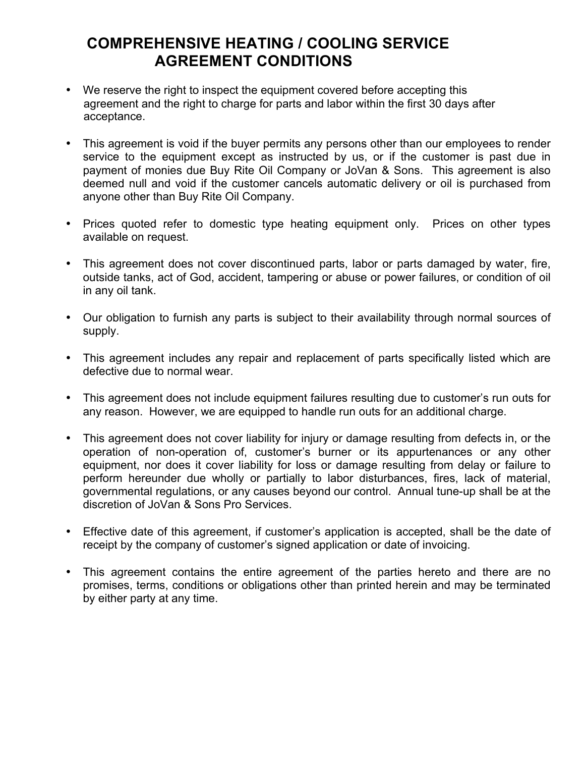# COMPREHENSIVE HEATING / COOLING SERVICE AGREEMENT CONDITIONS

- We reserve the right to inspect the equipment covered before accepting this agreement and the right to charge for parts and labor within the first 30 days after acceptance.

- This agreement is void if the buyer permits any persons other than our employees to render service to the equipment except as instructed by us, or if the customer is past due in payment of monies due Buy Rite Oil Company or JoVan & Sons. This agreement is also deemed null and void if the customer cancels automatic delivery or oil is purchased from anyone other than Buy Rite Oil Company.

- Prices quoted refer to domestic type heating equipment only. Prices on other types available on request.

- This agreement does not cover discontinued parts, labor or parts damaged by water, fire, outside tanks, act of God, accident, tampering or abuse or power failures, or condition of oil in any oil tank.

- Our obligation to furnish any parts is subject to their availability through normal sources of supply.

- This agreement includes any repair and replacement of parts specifically listed which are defective due to normal wear.

- This agreement does not include equipment failures resulting due to customer's run outs for any reason. However, we are equipped to handle run outs for an additional charge.

- This agreement does not cover liability for injury or damage resulting from defects in, or the operation of non-operation of, customer's burner or its appurtenances or any other equipment, nor does it cover liability for loss or damage resulting from delay or failure to perform hereunder due wholly or partially to labor disturbances, fires, lack of material, governmental regulations, or any causes beyond our control. Annual tune-up shall be at the discretion of JoVan & Sons Pro Services.

- Effective date of this agreement, if customer's application is accepted, shall be the date of receipt by the company of customer's signed application or date of invoicing.

- This agreement contains the entire agreement of the parties hereto and there are no promises, terms, conditions or obligations other than printed herein and may be terminated by either party at any time.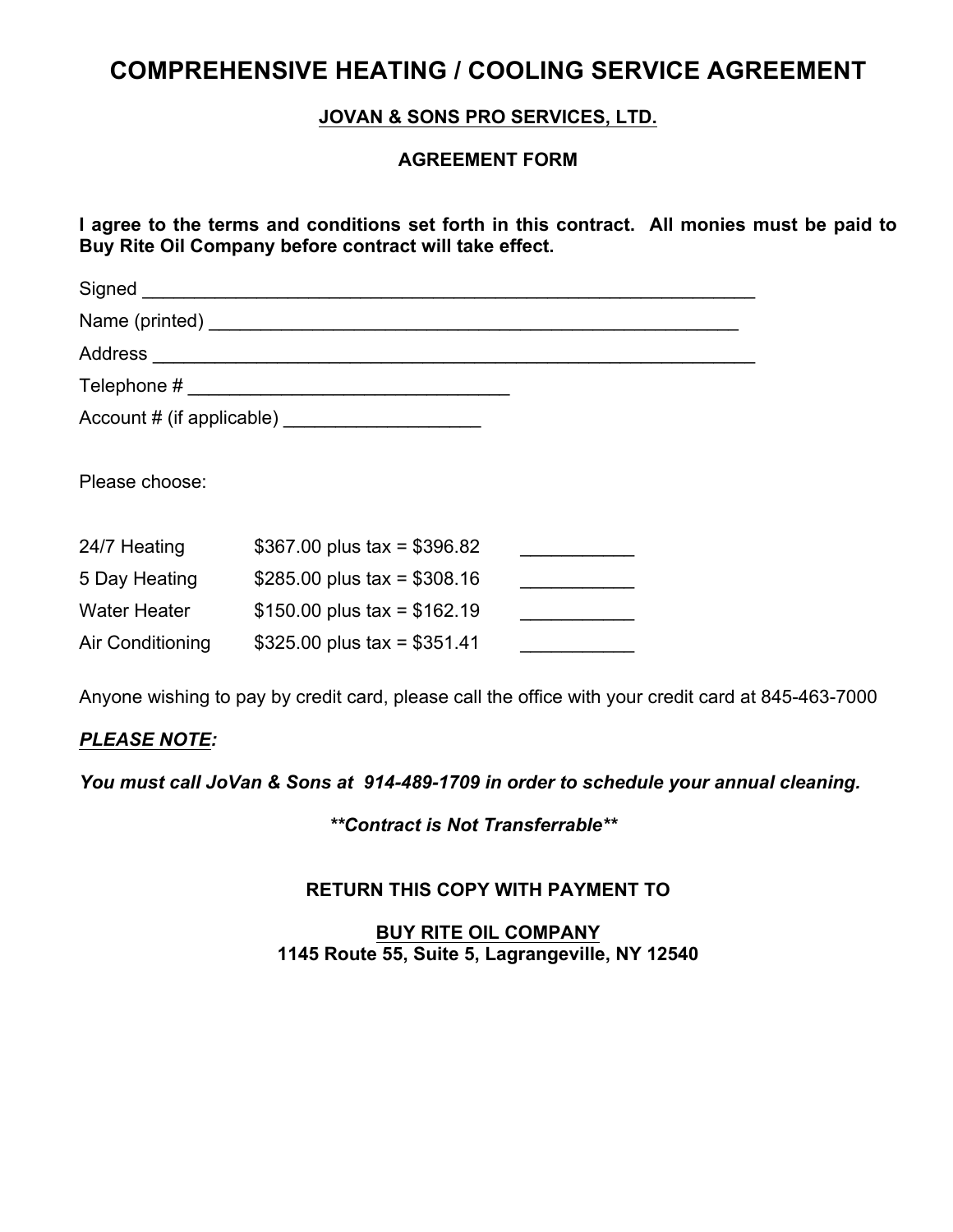# COMPREHENSIVE HEATING / COOLING SERVICE AGREEMENT

## JOVAN & SONS PRO SERVICES, LTD.

### AGREEMENT FORM

**I agree to the terms and conditions set forth in this contract. All monies must be paid to Buy Rite Oil Company before contract will take effect.**

Signed ____________________________________________________________

Name (printed) _____________________________________________________

Address ___________________________________________________________

Telephone # ________________________________

Account # (if applicable) ___________________

Please choose:

| | | |
|---|---|---|
| 24/7 Heating | $367.00 plus tax = $396.82 | ___________ |
| 5 Day Heating | $285.00 plus tax = $308.16 | ___________ |
| Water Heater | $150.00 plus tax = $162.19 | ___________ |
| Air Conditioning | $325.00 plus tax = $351.41 | ___________ |

Anyone wishing to pay by credit card, please call the office with your credit card at 845-463-7000

***PLEASE NOTE:***

***You must call JoVan & Sons at 914-489-1709 in order to schedule your annual cleaning.***

***\*\*Contract is Not Transferrable\*\****

**RETURN THIS COPY WITH PAYMENT TO**

**BUY RITE OIL COMPANY**
**1145 Route 55, Suite 5, Lagrangeville, NY 12540**